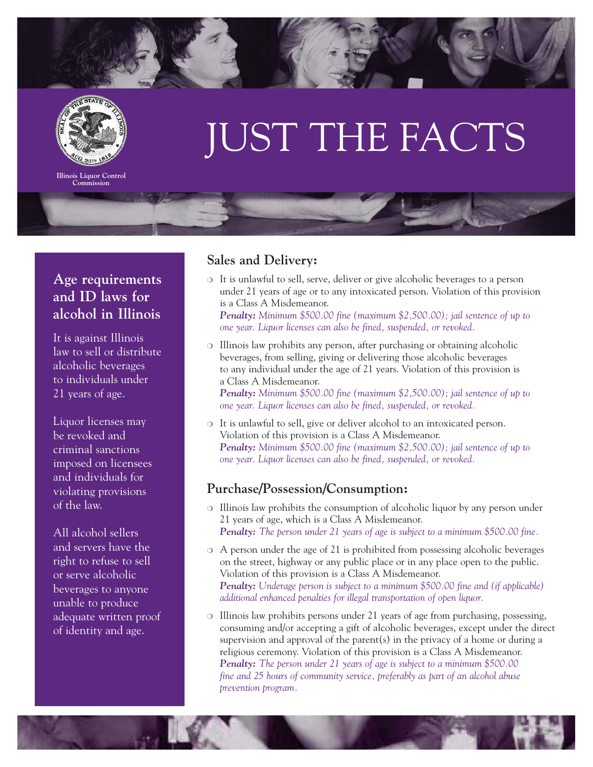Illinois Liquor Control Commission

# JUST THE FACTS

## Age requirements and ID laws for alcohol in Illinois

It is against Illinois law to sell or distribute alcoholic beverages to individuals under 21 years of age.

Liquor licenses may be revoked and criminal sanctions imposed on licensees and individuals for violating provisions of the law.

All alcohol sellers and servers have the right to refuse to sell or serve alcoholic beverages to anyone unable to produce adequate written proof of identity and age.

## Sales and Delivery:

- It is unlawful to sell, serve, deliver or give alcoholic beverages to a person under 21 years of age or to any intoxicated person. Violation of this provision is a Class A Misdemeanor.
  ***Penalty:*** *Minimum $500.00 fine (maximum $2,500.00); jail sentence of up to one year. Liquor licenses can also be fined, suspended, or revoked.*
- Illinois law prohibits any person, after purchasing or obtaining alcoholic beverages, from selling, giving or delivering those alcoholic beverages to any individual under the age of 21 years. Violation of this provision is a Class A Misdemeanor.
  ***Penalty:*** *Minimum $500.00 fine (maximum $2,500.00); jail sentence of up to one year. Liquor licenses can also be fined, suspended, or revoked.*
- It is unlawful to sell, give or deliver alcohol to an intoxicated person. Violation of this provision is a Class A Misdemeanor.
  ***Penalty:*** *Minimum $500.00 fine (maximum $2,500.00); jail sentence of up to one year. Liquor licenses can also be fined, suspended, or revoked.*

## Purchase/Possession/Consumption:

- Illinois law prohibits the consumption of alcoholic liquor by any person under 21 years of age, which is a Class A Misdemeanor.
  ***Penalty:*** *The person under 21 years of age is subject to a minimum $500.00 fine.*
- A person under the age of 21 is prohibited from possessing alcoholic beverages on the street, highway or any public place or in any place open to the public. Violation of this provision is a Class A Misdemeanor.
  ***Penalty:*** *Underage person is subject to a minimum $500.00 fine and (if applicable) additional enhanced penalties for illegal transportation of open liquor.*
- Illinois law prohibits persons under 21 years of age from purchasing, possessing, consuming and/or accepting a gift of alcoholic beverages, except under the direct supervision and approval of the parent(s) in the privacy of a home or during a religious ceremony. Violation of this provision is a Class A Misdemeanor.
  ***Penalty:*** *The person under 21 years of age is subject to a minimum $500.00 fine and 25 hours of community service, preferably as part of an alcohol abuse prevention program.*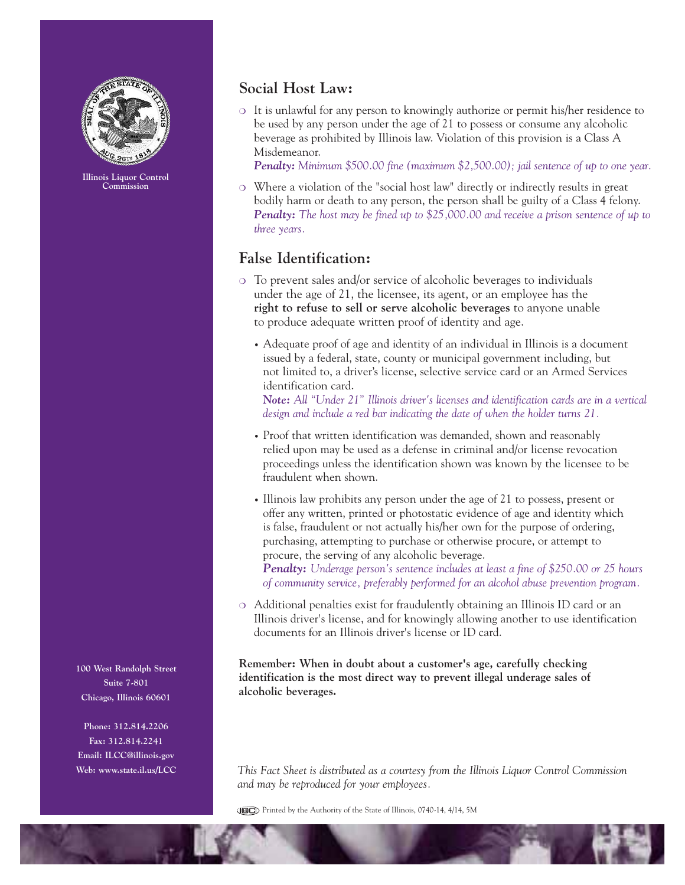Illinois Liquor Control Commission

## Social Host Law:

- It is unlawful for any person to knowingly authorize or permit his/her residence to be used by any person under the age of 21 to possess or consume any alcoholic beverage as prohibited by Illinois law. Violation of this provision is a Class A Misdemeanor.
  ***Penalty:*** *Minimum $500.00 fine (maximum $2,500.00); jail sentence of up to one year.*
- Where a violation of the "social host law" directly or indirectly results in great bodily harm or death to any person, the person shall be guilty of a Class 4 felony.
  ***Penalty:*** *The host may be fined up to $25,000.00 and receive a prison sentence of up to three years.*

## False Identification:

- To prevent sales and/or service of alcoholic beverages to individuals under the age of 21, the licensee, its agent, or an employee has the **right to refuse to sell or serve alcoholic beverages** to anyone unable to produce adequate written proof of identity and age.
  - Adequate proof of age and identity of an individual in Illinois is a document issued by a federal, state, county or municipal government including, but not limited to, a driver's license, selective service card or an Armed Services identification card.
    ***Note:*** *All "Under 21" Illinois driver's licenses and identification cards are in a vertical design and include a red bar indicating the date of when the holder turns 21.*
  - Proof that written identification was demanded, shown and reasonably relied upon may be used as a defense in criminal and/or license revocation proceedings unless the identification shown was known by the licensee to be fraudulent when shown.
  - Illinois law prohibits any person under the age of 21 to possess, present or offer any written, printed or photostatic evidence of age and identity which is false, fraudulent or not actually his/her own for the purpose of ordering, purchasing, attempting to purchase or otherwise procure, or attempt to procure, the serving of any alcoholic beverage.
    ***Penalty:*** *Underage person's sentence includes at least a fine of $250.00 or 25 hours of community service, preferably performed for an alcohol abuse prevention program.*
- Additional penalties exist for fraudulently obtaining an Illinois ID card or an Illinois driver's license, and for knowingly allowing another to use identification documents for an Illinois driver's license or ID card.

**Remember: When in doubt about a customer's age, carefully checking identification is the most direct way to prevent illegal underage sales of alcoholic beverages.**

*This Fact Sheet is distributed as a courtesy from the Illinois Liquor Control Commission and may be reproduced for your employees.*

**100 West Randolph Street**
**Suite 7-801**
**Chicago, Illinois 60601**

**Phone: 312.814.2206**
**Fax: 312.814.2241**
**Email: ILCC@illinois.gov**
**Web: www.state.il.us/LCC**

Printed by the Authority of the State of Illinois, 0740-14, 4/14, 5M